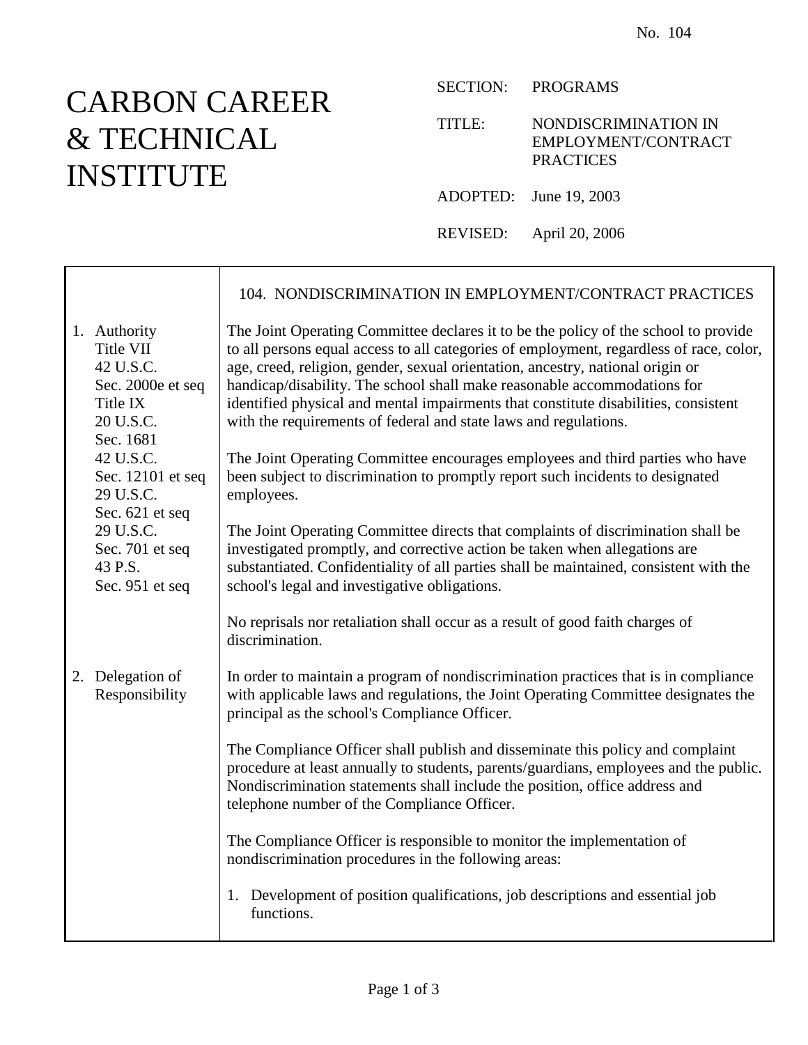No. 104

# CARBON CAREER & TECHNICAL INSTITUTE

SECTION: PROGRAMS

TITLE: NONDISCRIMINATION IN EMPLOYMENT/CONTRACT PRACTICES

ADOPTED: June 19, 2003

REVISED: April 20, 2006

## 104. NONDISCRIMINATION IN EMPLOYMENT/CONTRACT PRACTICES

### 1. Authority

Title VII
42 U.S.C.
Sec. 2000e et seq
Title IX
20 U.S.C.
Sec. 1681
42 U.S.C.
Sec. 12101 et seq
29 U.S.C.
Sec. 621 et seq
29 U.S.C.
Sec. 701 et seq
43 P.S.
Sec. 951 et seq

The Joint Operating Committee declares it to be the policy of the school to provide to all persons equal access to all categories of employment, regardless of race, color, age, creed, religion, gender, sexual orientation, ancestry, national origin or handicap/disability. The school shall make reasonable accommodations for identified physical and mental impairments that constitute disabilities, consistent with the requirements of federal and state laws and regulations.

The Joint Operating Committee encourages employees and third parties who have been subject to discrimination to promptly report such incidents to designated employees.

The Joint Operating Committee directs that complaints of discrimination shall be investigated promptly, and corrective action be taken when allegations are substantiated. Confidentiality of all parties shall be maintained, consistent with the school's legal and investigative obligations.

No reprisals nor retaliation shall occur as a result of good faith charges of discrimination.

### 2. Delegation of Responsibility

In order to maintain a program of nondiscrimination practices that is in compliance with applicable laws and regulations, the Joint Operating Committee designates the principal as the school's Compliance Officer.

The Compliance Officer shall publish and disseminate this policy and complaint procedure at least annually to students, parents/guardians, employees and the public. Nondiscrimination statements shall include the position, office address and telephone number of the Compliance Officer.

The Compliance Officer is responsible to monitor the implementation of nondiscrimination procedures in the following areas:

1. Development of position qualifications, job descriptions and essential job functions.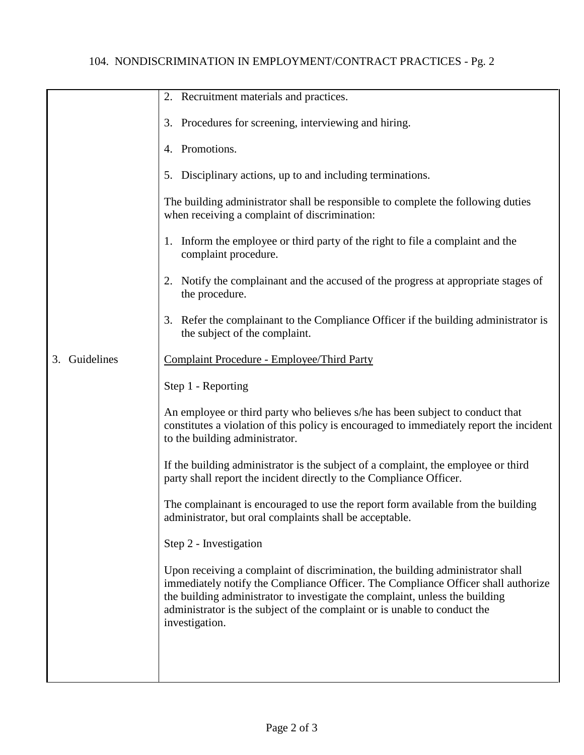2. Recruitment materials and practices.

3. Procedures for screening, interviewing and hiring.

4. Promotions.

5. Disciplinary actions, up to and including terminations.

The building administrator shall be responsible to complete the following duties when receiving a complaint of discrimination:

1. Inform the employee or third party of the right to file a complaint and the complaint procedure.

2. Notify the complainant and the accused of the progress at appropriate stages of the procedure.

3. Refer the complainant to the Compliance Officer if the building administrator is the subject of the complaint.

## 3. Guidelines

Complaint Procedure - Employee/Third Party

Step 1 - Reporting

An employee or third party who believes s/he has been subject to conduct that constitutes a violation of this policy is encouraged to immediately report the incident to the building administrator.

If the building administrator is the subject of a complaint, the employee or third party shall report the incident directly to the Compliance Officer.

The complainant is encouraged to use the report form available from the building administrator, but oral complaints shall be acceptable.

Step 2 - Investigation

Upon receiving a complaint of discrimination, the building administrator shall immediately notify the Compliance Officer. The Compliance Officer shall authorize the building administrator to investigate the complaint, unless the building administrator is the subject of the complaint or is unable to conduct the investigation.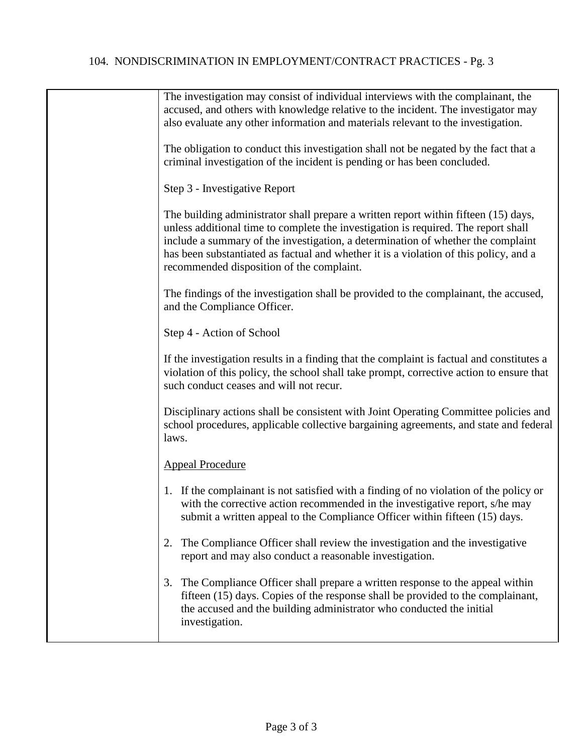The investigation may consist of individual interviews with the complainant, the accused, and others with knowledge relative to the incident. The investigator may also evaluate any other information and materials relevant to the investigation.

The obligation to conduct this investigation shall not be negated by the fact that a criminal investigation of the incident is pending or has been concluded.

Step 3 - Investigative Report

The building administrator shall prepare a written report within fifteen (15) days, unless additional time to complete the investigation is required. The report shall include a summary of the investigation, a determination of whether the complaint has been substantiated as factual and whether it is a violation of this policy, and a recommended disposition of the complaint.

The findings of the investigation shall be provided to the complainant, the accused, and the Compliance Officer.

Step 4 - Action of School

If the investigation results in a finding that the complaint is factual and constitutes a violation of this policy, the school shall take prompt, corrective action to ensure that such conduct ceases and will not recur.

Disciplinary actions shall be consistent with Joint Operating Committee policies and school procedures, applicable collective bargaining agreements, and state and federal laws.

<u>Appeal Procedure</u>

1. If the complainant is not satisfied with a finding of no violation of the policy or with the corrective action recommended in the investigative report, s/he may submit a written appeal to the Compliance Officer within fifteen (15) days.

2. The Compliance Officer shall review the investigation and the investigative report and may also conduct a reasonable investigation.

3. The Compliance Officer shall prepare a written response to the appeal within fifteen (15) days. Copies of the response shall be provided to the complainant, the accused and the building administrator who conducted the initial investigation.